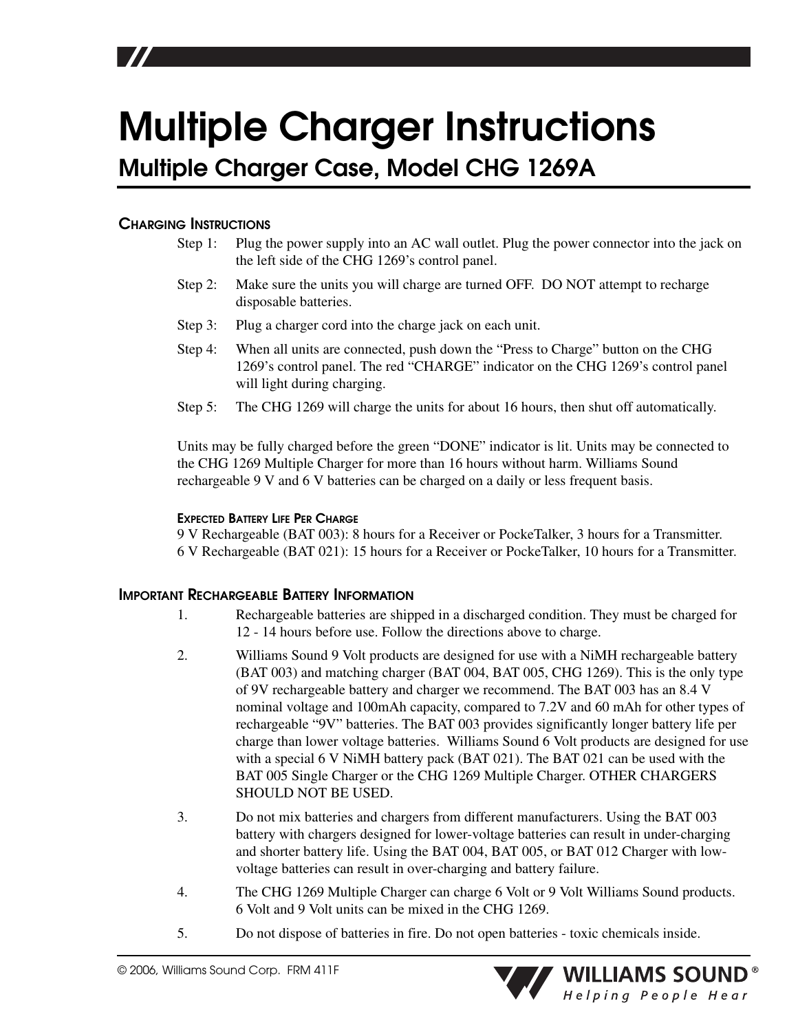# Multiple Charger Instructions

## Multiple Charger Case, Model CHG 1269A

### Charging Instructions

Step 1: Plug the power supply into an AC wall outlet. Plug the power connector into the jack on the left side of the CHG 1269's control panel.

Step 2: Make sure the units you will charge are turned OFF. DO NOT attempt to recharge disposable batteries.

Step 3: Plug a charger cord into the charge jack on each unit.

Step 4: When all units are connected, push down the "Press to Charge" button on the CHG 1269's control panel. The red "CHARGE" indicator on the CHG 1269's control panel will light during charging.

Step 5: The CHG 1269 will charge the units for about 16 hours, then shut off automatically.

Units may be fully charged before the green "DONE" indicator is lit. Units may be connected to the CHG 1269 Multiple Charger for more than 16 hours without harm. Williams Sound rechargeable 9 V and 6 V batteries can be charged on a daily or less frequent basis.

#### Expected Battery Life Per Charge

9 V Rechargeable (BAT 003): 8 hours for a Receiver or PockeTalker, 3 hours for a Transmitter.
6 V Rechargeable (BAT 021): 15 hours for a Receiver or PockeTalker, 10 hours for a Transmitter.

### Important Rechargeable Battery Information

1. Rechargeable batteries are shipped in a discharged condition. They must be charged for 12 - 14 hours before use. Follow the directions above to charge.
2. Williams Sound 9 Volt products are designed for use with a NiMH rechargeable battery (BAT 003) and matching charger (BAT 004, BAT 005, CHG 1269). This is the only type of 9V rechargeable battery and charger we recommend. The BAT 003 has an 8.4 V nominal voltage and 100mAh capacity, compared to 7.2V and 60 mAh for other types of rechargeable "9V" batteries. The BAT 003 provides significantly longer battery life per charge than lower voltage batteries. Williams Sound 6 Volt products are designed for use with a special 6 V NiMH battery pack (BAT 021). The BAT 021 can be used with the BAT 005 Single Charger or the CHG 1269 Multiple Charger. OTHER CHARGERS SHOULD NOT BE USED.
3. Do not mix batteries and chargers from different manufacturers. Using the BAT 003 battery with chargers designed for lower-voltage batteries can result in under-charging and shorter battery life. Using the BAT 004, BAT 005, or BAT 012 Charger with low-voltage batteries can result in over-charging and battery failure.
4. The CHG 1269 Multiple Charger can charge 6 Volt or 9 Volt Williams Sound products. 6 Volt and 9 Volt units can be mixed in the CHG 1269.
5. Do not dispose of batteries in fire. Do not open batteries - toxic chemicals inside.

© 2006, Williams Sound Corp. FRM 411F

WILLIAMS SOUND®
*Helping People Hear*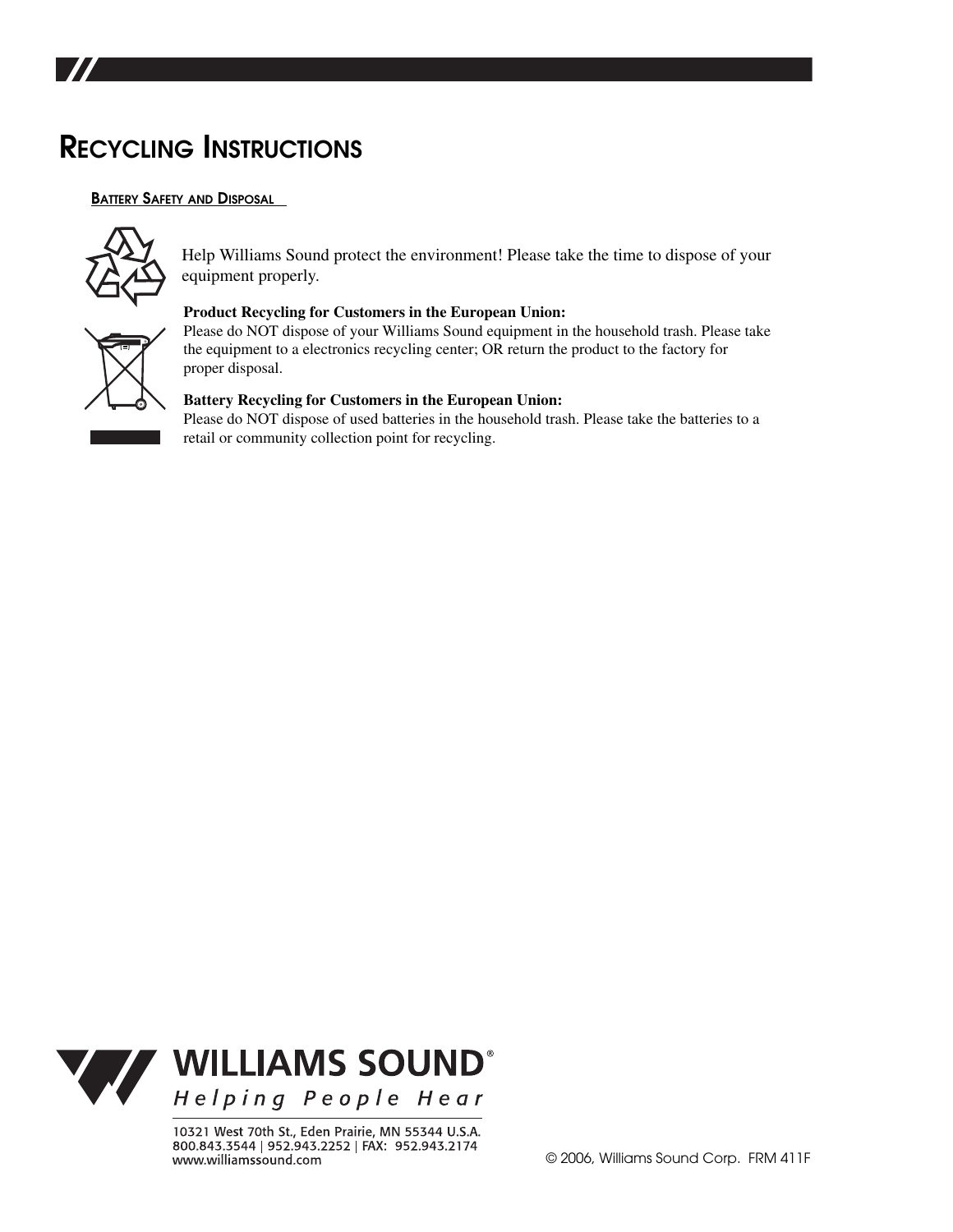# Recycling Instructions

## Battery Safety and Disposal

Help Williams Sound protect the environment! Please take the time to dispose of your equipment properly.

**Product Recycling for Customers in the European Union:**
Please do NOT dispose of your Williams Sound equipment in the household trash. Please take the equipment to a electronics recycling center; OR return the product to the factory for proper disposal.

**Battery Recycling for Customers in the European Union:**
Please do NOT dispose of used batteries in the household trash. Please take the batteries to a retail or community collection point for recycling.

**WILLIAMS SOUND®**
*Helping People Hear*

10321 West 70th St., Eden Prairie, MN 55344 U.S.A.
800.843.3544 | 952.943.2252 | FAX: 952.943.2174
www.williamssound.com

© 2006, Williams Sound Corp. FRM 411F